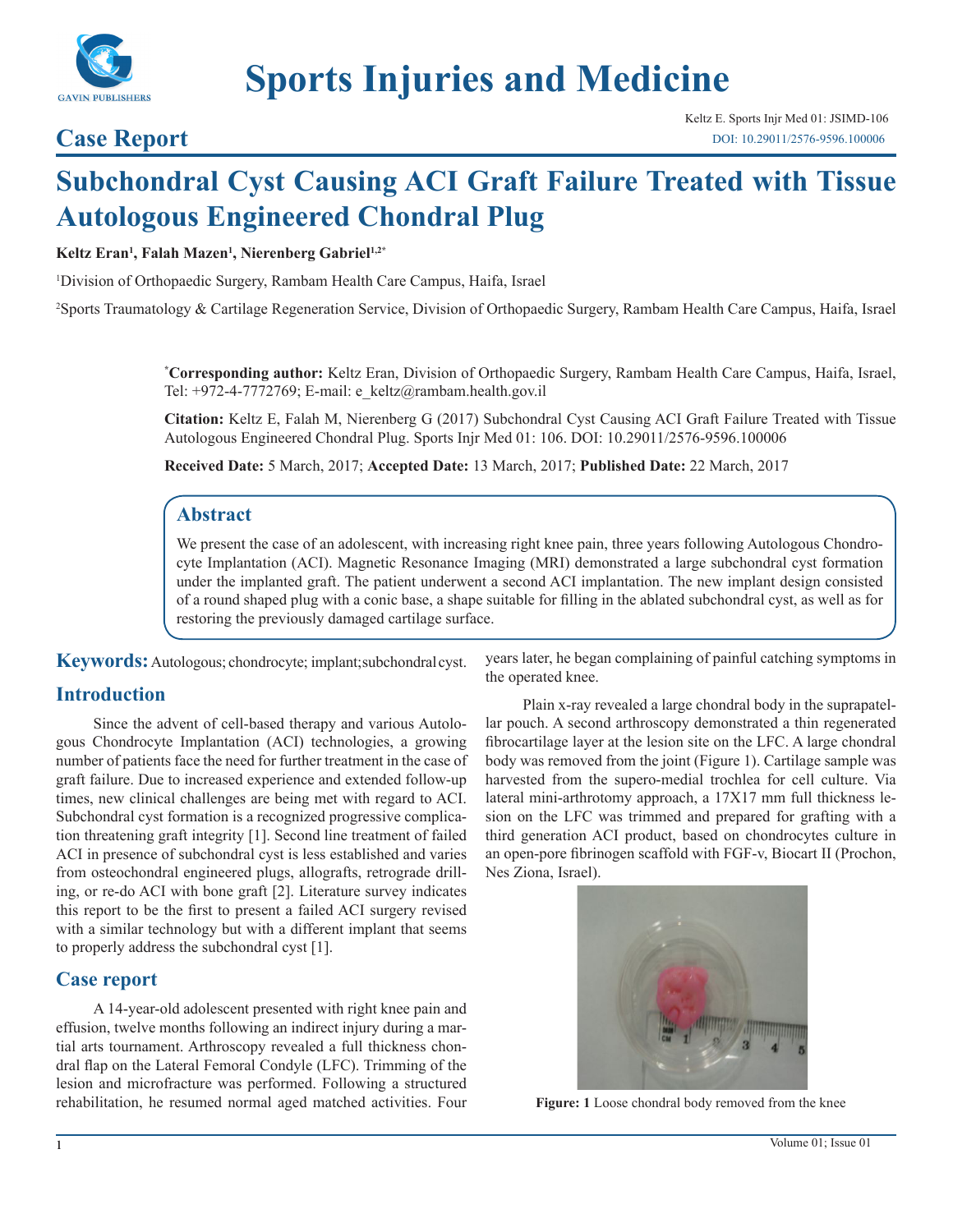Case Report

# Subchondral Cyst Causing ACI Graft Failure Treated with Tissue Autologous Engineered Chondral Plug

**Keltz Eran[1], Falah Mazen[1], Nierenberg Gabriel[1,2*]**

[1]Division of Orthopaedic Surgery, Rambam Health Care Campus, Haifa, Israel

[2]Sports Traumatology & Cartilage Regeneration Service, Division of Orthopaedic Surgery, Rambam Health Care Campus, Haifa, Israel

***Corresponding author:** Keltz Eran, Division of Orthopaedic Surgery, Rambam Health Care Campus, Haifa, Israel, Tel: +972-4-7772769; E-mail: e_keltz@rambam.health.gov.il

**Citation:** Keltz E, Falah M, Nierenberg G (2017) Subchondral Cyst Causing ACI Graft Failure Treated with Tissue Autologous Engineered Chondral Plug. Sports Injr Med 01: 106. DOI: 10.29011/2576-9596.100006

**Received Date:** 5 March, 2017; **Accepted Date:** 13 March, 2017; **Published Date:** 22 March, 2017

## Abstract

We present the case of an adolescent, with increasing right knee pain, three years following Autologous Chondrocyte Implantation (ACI). Magnetic Resonance Imaging (MRI) demonstrated a large subchondral cyst formation under the implanted graft. The patient underwent a second ACI implantation. The new implant design consisted of a round shaped plug with a conic base, a shape suitable for filling in the ablated subchondral cyst, as well as for restoring the previously damaged cartilage surface.

**Keywords:** Autologous; chondrocyte; implant; subchondral cyst.

## Introduction

Since the advent of cell-based therapy and various Autologous Chondrocyte Implantation (ACI) technologies, a growing number of patients face the need for further treatment in the case of graft failure. Due to increased experience and extended follow-up times, new clinical challenges are being met with regard to ACI. Subchondral cyst formation is a recognized progressive complication threatening graft integrity [1]. Second line treatment of failed ACI in presence of subchondral cyst is less established and varies from osteochondral engineered plugs, allografts, retrograde drilling, or re-do ACI with bone graft [2]. Literature survey indicates this report to be the first to present a failed ACI surgery revised with a similar technology but with a different implant that seems to properly address the subchondral cyst [1].

## Case report

A 14-year-old adolescent presented with right knee pain and effusion, twelve months following an indirect injury during a martial arts tournament. Arthroscopy revealed a full thickness chondral flap on the Lateral Femoral Condyle (LFC). Trimming of the lesion and microfracture was performed. Following a structured rehabilitation, he resumed normal aged matched activities. Four years later, he began complaining of painful catching symptoms in the operated knee.

Plain x-ray revealed a large chondral body in the suprapatellar pouch. A second arthroscopy demonstrated a thin regenerated fibrocartilage layer at the lesion site on the LFC. A large chondral body was removed from the joint (Figure 1). Cartilage sample was harvested from the supero-medial trochlea for cell culture. Via lateral mini-arthrotomy approach, a 17X17 mm full thickness lesion on the LFC was trimmed and prepared for grafting with a third generation ACI product, based on chondrocytes culture in an open-pore fibrinogen scaffold with FGF-v, Biocart II (Prochon, Nes Ziona, Israel).

**Figure: 1** Loose chondral body removed from the knee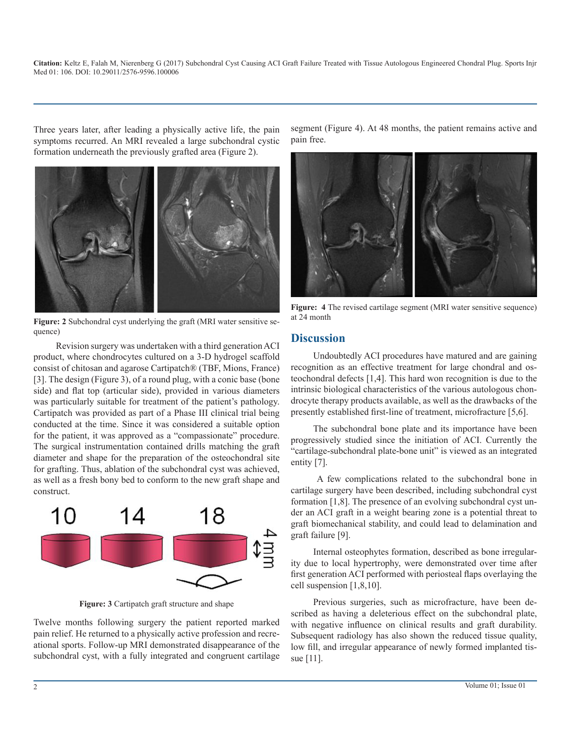Three years later, after leading a physically active life, the pain symptoms recurred. An MRI revealed a large subchondral cystic formation underneath the previously grafted area (Figure 2).

**Figure: 2** Subchondral cyst underlying the graft (MRI water sensitive sequence)

Revision surgery was undertaken with a third generation ACI product, where chondrocytes cultured on a 3-D hydrogel scaffold consist of chitosan and agarose Cartipatch® (TBF, Mions, France) [3]. The design (Figure 3), of a round plug, with a conic base (bone side) and flat top (articular side), provided in various diameters was particularly suitable for treatment of the patient's pathology. Cartipatch was provided as part of a Phase III clinical trial being conducted at the time. Since it was considered a suitable option for the patient, it was approved as a "compassionate" procedure. The surgical instrumentation contained drills matching the graft diameter and shape for the preparation of the osteochondral site for grafting. Thus, ablation of the subchondral cyst was achieved, as well as a fresh bony bed to conform to the new graft shape and construct.

**Figure: 3** Cartipatch graft structure and shape

Twelve months following surgery the patient reported marked pain relief. He returned to a physically active profession and recreational sports. Follow-up MRI demonstrated disappearance of the subchondral cyst, with a fully integrated and congruent cartilage segment (Figure 4). At 48 months, the patient remains active and pain free.

**Figure: 4** The revised cartilage segment (MRI water sensitive sequence) at 24 month

## Discussion

Undoubtedly ACI procedures have matured and are gaining recognition as an effective treatment for large chondral and osteochondral defects [1,4]. This hard won recognition is due to the intrinsic biological characteristics of the various autologous chondrocyte therapy products available, as well as the drawbacks of the presently established first-line of treatment, microfracture [5,6].

The subchondral bone plate and its importance have been progressively studied since the initiation of ACI. Currently the "cartilage-subchondral plate-bone unit" is viewed as an integrated entity [7].

A few complications related to the subchondral bone in cartilage surgery have been described, including subchondral cyst formation [1,8]. The presence of an evolving subchondral cyst under an ACI graft in a weight bearing zone is a potential threat to graft biomechanical stability, and could lead to delamination and graft failure [9].

Internal osteophytes formation, described as bone irregularity due to local hypertrophy, were demonstrated over time after first generation ACI performed with periosteal flaps overlaying the cell suspension [1,8,10].

Previous surgeries, such as microfracture, have been described as having a deleterious effect on the subchondral plate, with negative influence on clinical results and graft durability. Subsequent radiology has also shown the reduced tissue quality, low fill, and irregular appearance of newly formed implanted tissue [11].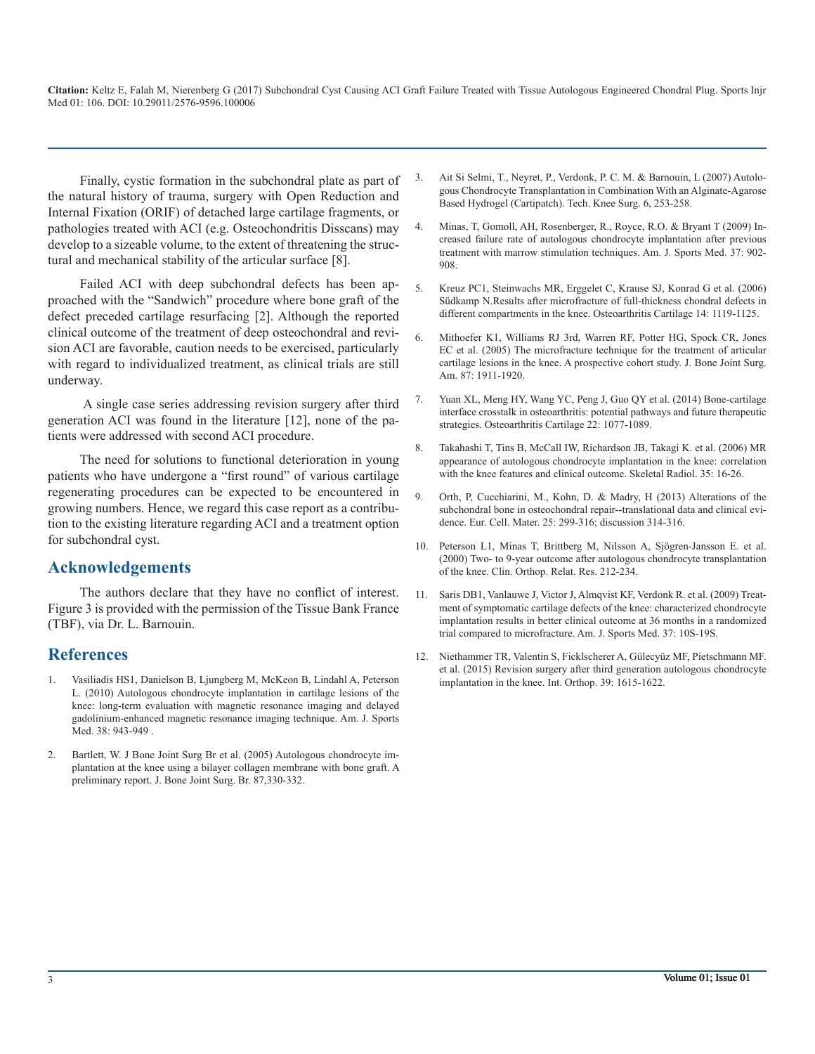Finally, cystic formation in the subchondral plate as part of the natural history of trauma, surgery with Open Reduction and Internal Fixation (ORIF) of detached large cartilage fragments, or pathologies treated with ACI (e.g. Osteochondritis Disscans) may develop to a sizeable volume, to the extent of threatening the structural and mechanical stability of the articular surface [8].

Failed ACI with deep subchondral defects has been approached with the "Sandwich" procedure where bone graft of the defect preceded cartilage resurfacing [2]. Although the reported clinical outcome of the treatment of deep osteochondral and revision ACI are favorable, caution needs to be exercised, particularly with regard to individualized treatment, as clinical trials are still underway.

A single case series addressing revision surgery after third generation ACI was found in the literature [12], none of the patients were addressed with second ACI procedure.

The need for solutions to functional deterioration in young patients who have undergone a "first round" of various cartilage regenerating procedures can be expected to be encountered in growing numbers. Hence, we regard this case report as a contribution to the existing literature regarding ACI and a treatment option for subchondral cyst.

## Acknowledgements

The authors declare that they have no conflict of interest. Figure 3 is provided with the permission of the Tissue Bank France (TBF), via Dr. L. Barnouin.

## References

1. Vasiliadis HS1, Danielson B, Ljungberg M, McKeon B, Lindahl A, Peterson L. (2010) Autologous chondrocyte implantation in cartilage lesions of the knee: long-term evaluation with magnetic resonance imaging and delayed gadolinium-enhanced magnetic resonance imaging technique. Am. J. Sports Med. 38: 943-949 .

2. Bartlett, W. J Bone Joint Surg Br et al. (2005) Autologous chondrocyte implantation at the knee using a bilayer collagen membrane with bone graft. A preliminary report. J. Bone Joint Surg. Br. 87,330-332.

3. Ait Si Selmi, T., Neyret, P., Verdonk, P. C. M. & Barnouin, L (2007) Autologous Chondrocyte Transplantation in Combination With an Alginate-Agarose Based Hydrogel (Cartipatch). Tech. Knee Surg. 6, 253-258.

4. Minas, T, Gomoll, AH, Rosenberger, R., Royce, R.O. & Bryant T (2009) Increased failure rate of autologous chondrocyte implantation after previous treatment with marrow stimulation techniques. Am. J. Sports Med. 37: 902-908.

5. Kreuz PC1, Steinwachs MR, Erggelet C, Krause SJ, Konrad G et al. (2006) Südkamp N.Results after microfracture of full-thickness chondral defects in different compartments in the knee. Osteoarthritis Cartilage 14: 1119-1125.

6. Mithoefer K1, Williams RJ 3rd, Warren RF, Potter HG, Spock CR, Jones EC et al. (2005) The microfracture technique for the treatment of articular cartilage lesions in the knee. A prospective cohort study. J. Bone Joint Surg. Am. 87: 1911-1920.

7. Yuan XL, Meng HY, Wang YC, Peng J, Guo QY et al. (2014) Bone-cartilage interface crosstalk in osteoarthritis: potential pathways and future therapeutic strategies. Osteoarthritis Cartilage 22: 1077-1089.

8. Takahashi T, Tins B, McCall IW, Richardson JB, Takagi K. et al. (2006) MR appearance of autologous chondrocyte implantation in the knee: correlation with the knee features and clinical outcome. Skeletal Radiol. 35: 16-26.

9. Orth, P, Cucchiarini, M., Kohn, D. & Madry, H (2013) Alterations of the subchondral bone in osteochondral repair--translational data and clinical evidence. Eur. Cell. Mater. 25: 299-316; discussion 314-316.

10. Peterson L1, Minas T, Brittberg M, Nilsson A, Sjögren-Jansson E. et al. (2000) Two- to 9-year outcome after autologous chondrocyte transplantation of the knee. Clin. Orthop. Relat. Res. 212-234.

11. Saris DB1, Vanlauwe J, Victor J, Almqvist KF, Verdonk R. et al. (2009) Treatment of symptomatic cartilage defects of the knee: characterized chondrocyte implantation results in better clinical outcome at 36 months in a randomized trial compared to microfracture. Am. J. Sports Med. 37: 10S-19S.

12. Niethammer TR, Valentin S, Ficklscherer A, Gülecyüz MF, Pietschmann MF. et al. (2015) Revision surgery after third generation autologous chondrocyte implantation in the knee. Int. Orthop. 39: 1615-1622.